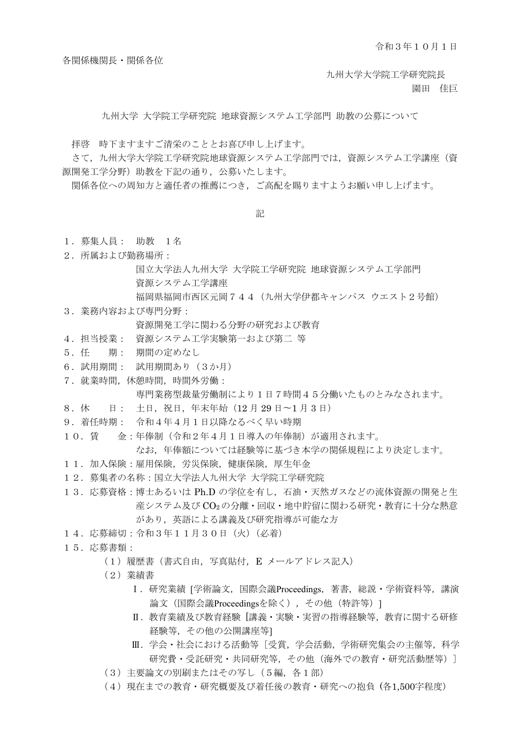令和３年１０月１日

各関係機関長・関係各位

九州大学大学院工学研究院長
園田　佳巨

九州大学 大学院工学研究院 地球資源システム工学部門 助教の公募について

拝啓　時下ますますご清栄のこととお喜び申し上げます。
さて，九州大学大学院工学研究院地球資源システム工学部門では，資源システム工学講座（資源開発工学分野）助教を下記の通り，公募いたします。
関係各位への周知方と適任者の推薦につき，ご高配を賜りますようお願い申し上げます。

記

１．募集人員：　助教　１名

２．所属および勤務場所：
国立大学法人九州大学 大学院工学研究院 地球資源システム工学部門
資源システム工学講座
福岡県福岡市西区元岡７４４（九州大学伊都キャンパス ウエスト２号館）

３．業務内容および専門分野：
資源開発工学に関わる分野の研究および教育

４．担当授業：　資源システム工学実験第一および第二 等

５．任　　期：　期間の定めなし

６．試用期間：　試用期間あり（３か月）

７．就業時間，休憩時間，時間外労働：
専門業務型裁量労働制により１日７時間４５分働いたものとみなされます。

８．休　　日：　土日，祝日，年末年始（12 月 29 日～1 月 3 日）

９．着任時期：　令和４年４月１日以降なるべく早い時期

１０．賃　　金：年俸制（令和２年４月１日導入の年俸制）が適用されます。
なお，年俸額については経験等に基づき本学の関係規程により決定します。

１１．加入保険：雇用保険，労災保険，健康保険，厚生年金

１２．募集者の名称：国立大学法人九州大学 大学院工学研究院

１３．応募資格：博士あるいは Ph.D の学位を有し，石油・天然ガスなどの流体資源の開発と生産システム及び $CO_2$ の分離・回収・地中貯留に関わる研究・教育に十分な熱意があり，英語による講義及び研究指導が可能な方

１４．応募締切：令和３年１１月３０日（火）（必着）

１５．応募書類：
（１）履歴書（書式自由，写真貼付，E メールアドレス記入）
（２）業績書
Ⅰ．研究業績 [学術論文，国際会議Proceedings，著書，総説・学術資料等，講演論文（国際会議Proceedingsを除く），その他（特許等）]
Ⅱ．教育業績及び教育経験 [講義・実験・実習の指導経験等，教育に関する研修経験等，その他の公開講座等]
Ⅲ．学会・社会における活動等［受賞，学会活動，学術研究集会の主催等，科学研究費・受託研究・共同研究等，その他（海外での教育・研究活動歴等）］
（３）主要論文の別刷またはその写し（５編，各１部）
（４）現在までの教育・研究概要及び着任後の教育・研究への抱負（各1,500字程度）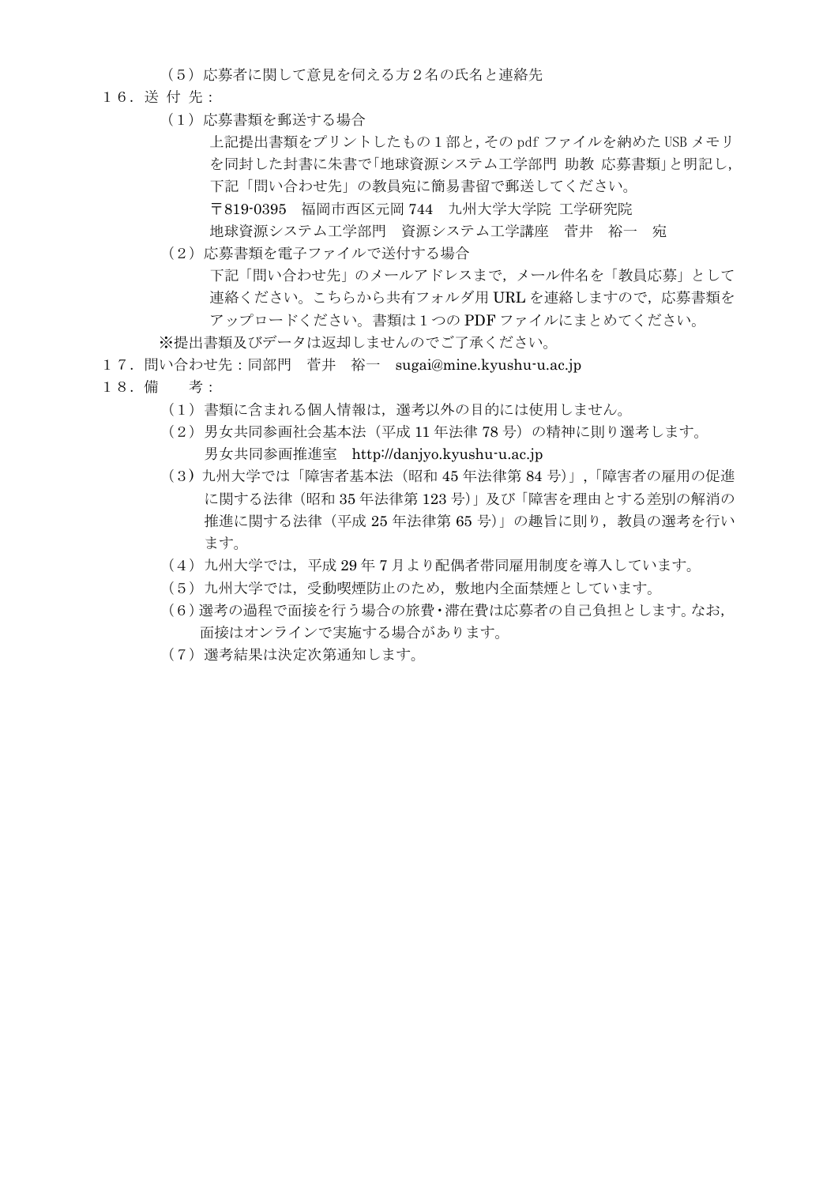（5）応募者に関して意見を伺える方２名の氏名と連絡先

１６．送 付 先：

（1）応募書類を郵送する場合

上記提出書類をプリントしたもの１部と，その pdf ファイルを納めた USB メモリを同封した封書に朱書で「地球資源システム工学部門 助教 応募書類」と明記し，下記「問い合わせ先」の教員宛に簡易書留で郵送してください。

〒819-0395　福岡市西区元岡 744　九州大学大学院 工学研究院

地球資源システム工学部門　資源システム工学講座　菅井　裕一　宛

（2）応募書類を電子ファイルで送付する場合

下記「問い合わせ先」のメールアドレスまで，メール件名を「教員応募」として連絡ください。こちらから共有フォルダ用 URL を連絡しますので，応募書類をアップロードください。書類は１つの PDF ファイルにまとめてください。

※提出書類及びデータは返却しませんのでご了承ください。

１７．問い合わせ先：同部門　菅井　裕一　sugai@mine.kyushu-u.ac.jp

１８．備　　考：

（1）書類に含まれる個人情報は，選考以外の目的には使用しません。

（2）男女共同参画社会基本法（平成 11 年法律 78 号）の精神に則り選考します。
男女共同参画推進室　http://danjyo.kyushu-u.ac.jp

（3）九州大学では「障害者基本法（昭和 45 年法律第 84 号）」，「障害者の雇用の促進に関する法律（昭和 35 年法律第 123 号）」及び「障害を理由とする差別の解消の推進に関する法律（平成 25 年法律第 65 号）」の趣旨に則り，教員の選考を行います。

（4）九州大学では，平成 29 年 7 月より配偶者帯同雇用制度を導入しています。

（5）九州大学では，受動喫煙防止のため，敷地内全面禁煙としています。

（6）選考の過程で面接を行う場合の旅費・滞在費は応募者の自己負担とします。なお，面接はオンラインで実施する場合があります。

（7）選考結果は決定次第通知します。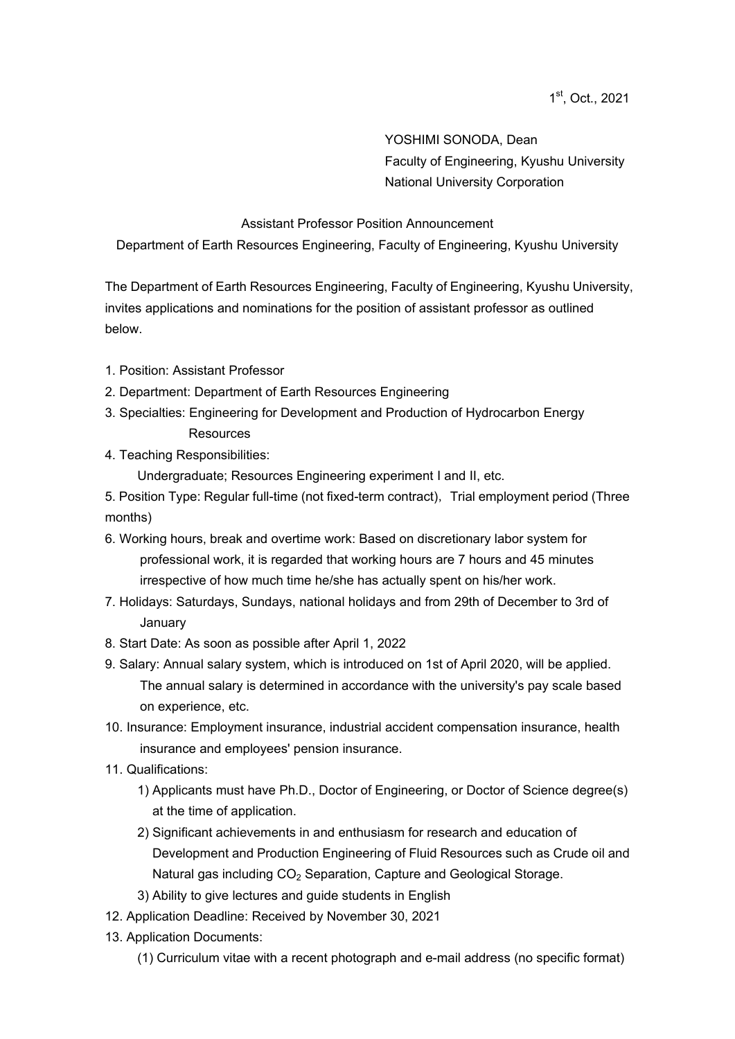1st, Oct., 2021

YOSHIMI SONODA, Dean
Faculty of Engineering, Kyushu University
National University Corporation

Assistant Professor Position Announcement
Department of Earth Resources Engineering, Faculty of Engineering, Kyushu University

The Department of Earth Resources Engineering, Faculty of Engineering, Kyushu University, invites applications and nominations for the position of assistant professor as outlined below.

1. Position: Assistant Professor
2. Department: Department of Earth Resources Engineering
3. Specialties: Engineering for Development and Production of Hydrocarbon Energy Resources
4. Teaching Responsibilities:
   Undergraduate; Resources Engineering experiment I and II, etc.
5. Position Type: Regular full-time (not fixed-term contract), Trial employment period (Three months)
6. Working hours, break and overtime work: Based on discretionary labor system for professional work, it is regarded that working hours are 7 hours and 45 minutes irrespective of how much time he/she has actually spent on his/her work.
7. Holidays: Saturdays, Sundays, national holidays and from 29th of December to 3rd of January
8. Start Date: As soon as possible after April 1, 2022
9. Salary: Annual salary system, which is introduced on 1st of April 2020, will be applied. The annual salary is determined in accordance with the university's pay scale based on experience, etc.
10. Insurance: Employment insurance, industrial accident compensation insurance, health insurance and employees' pension insurance.
11. Qualifications:
    1) Applicants must have Ph.D., Doctor of Engineering, or Doctor of Science degree(s) at the time of application.
    2) Significant achievements in and enthusiasm for research and education of Development and Production Engineering of Fluid Resources such as Crude oil and Natural gas including $CO_2$ Separation, Capture and Geological Storage.
    3) Ability to give lectures and guide students in English
12. Application Deadline: Received by November 30, 2021
13. Application Documents:
    (1) Curriculum vitae with a recent photograph and e-mail address (no specific format)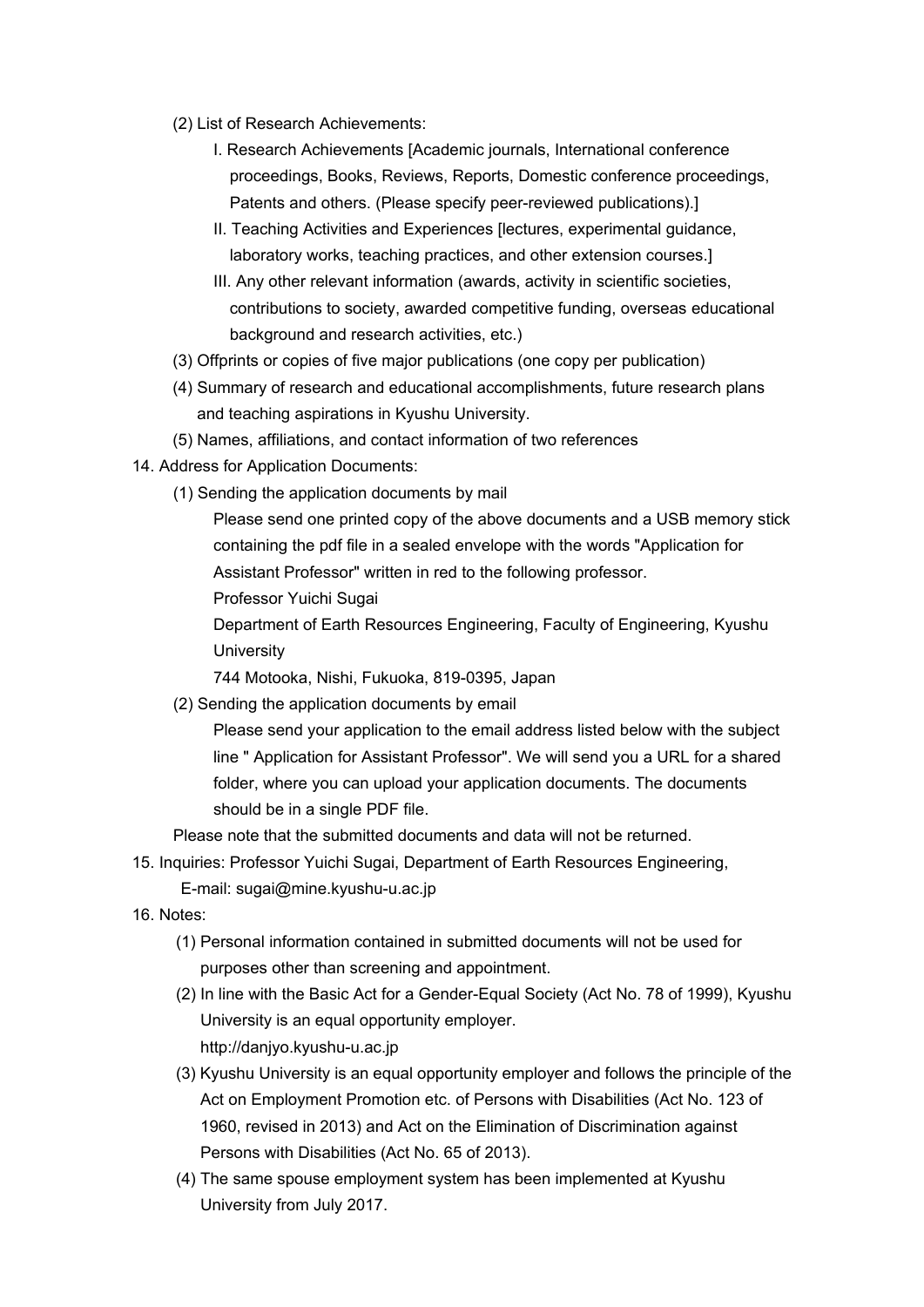(2) List of Research Achievements:

   I. Research Achievements [Academic journals, International conference proceedings, Books, Reviews, Reports, Domestic conference proceedings, Patents and others. (Please specify peer-reviewed publications).]

   II. Teaching Activities and Experiences [lectures, experimental guidance, laboratory works, teaching practices, and other extension courses.]

   III. Any other relevant information (awards, activity in scientific societies, contributions to society, awarded competitive funding, overseas educational background and research activities, etc.)

(3) Offprints or copies of five major publications (one copy per publication)

(4) Summary of research and educational accomplishments, future research plans and teaching aspirations in Kyushu University.

(5) Names, affiliations, and contact information of two references

14. Address for Application Documents:

   (1) Sending the application documents by mail

      Please send one printed copy of the above documents and a USB memory stick containing the pdf file in a sealed envelope with the words "Application for Assistant Professor" written in red to the following professor.

      Professor Yuichi Sugai

      Department of Earth Resources Engineering, Faculty of Engineering, Kyushu University

      744 Motooka, Nishi, Fukuoka, 819-0395, Japan

   (2) Sending the application documents by email

      Please send your application to the email address listed below with the subject line " Application for Assistant Professor". We will send you a URL for a shared folder, where you can upload your application documents. The documents should be in a single PDF file.

   Please note that the submitted documents and data will not be returned.

15. Inquiries: Professor Yuichi Sugai, Department of Earth Resources Engineering,
    E-mail: sugai@mine.kyushu-u.ac.jp

16. Notes:

   (1) Personal information contained in submitted documents will not be used for purposes other than screening and appointment.

   (2) In line with the Basic Act for a Gender-Equal Society (Act No. 78 of 1999), Kyushu University is an equal opportunity employer.
   http://danjyo.kyushu-u.ac.jp

   (3) Kyushu University is an equal opportunity employer and follows the principle of the Act on Employment Promotion etc. of Persons with Disabilities (Act No. 123 of 1960, revised in 2013) and Act on the Elimination of Discrimination against Persons with Disabilities (Act No. 65 of 2013).

   (4) The same spouse employment system has been implemented at Kyushu University from July 2017.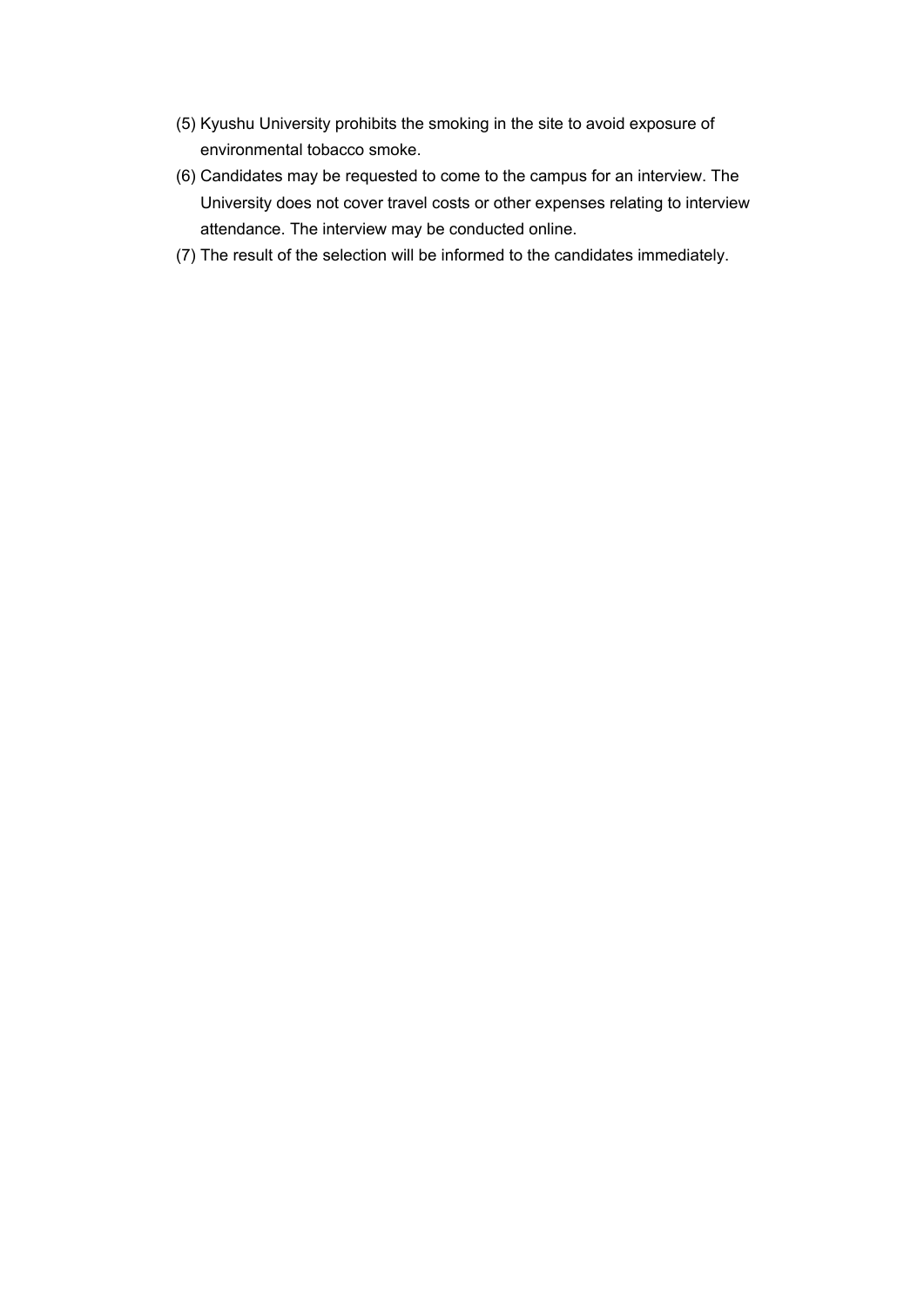(5) Kyushu University prohibits the smoking in the site to avoid exposure of environmental tobacco smoke.

(6) Candidates may be requested to come to the campus for an interview. The University does not cover travel costs or other expenses relating to interview attendance. The interview may be conducted online.

(7) The result of the selection will be informed to the candidates immediately.